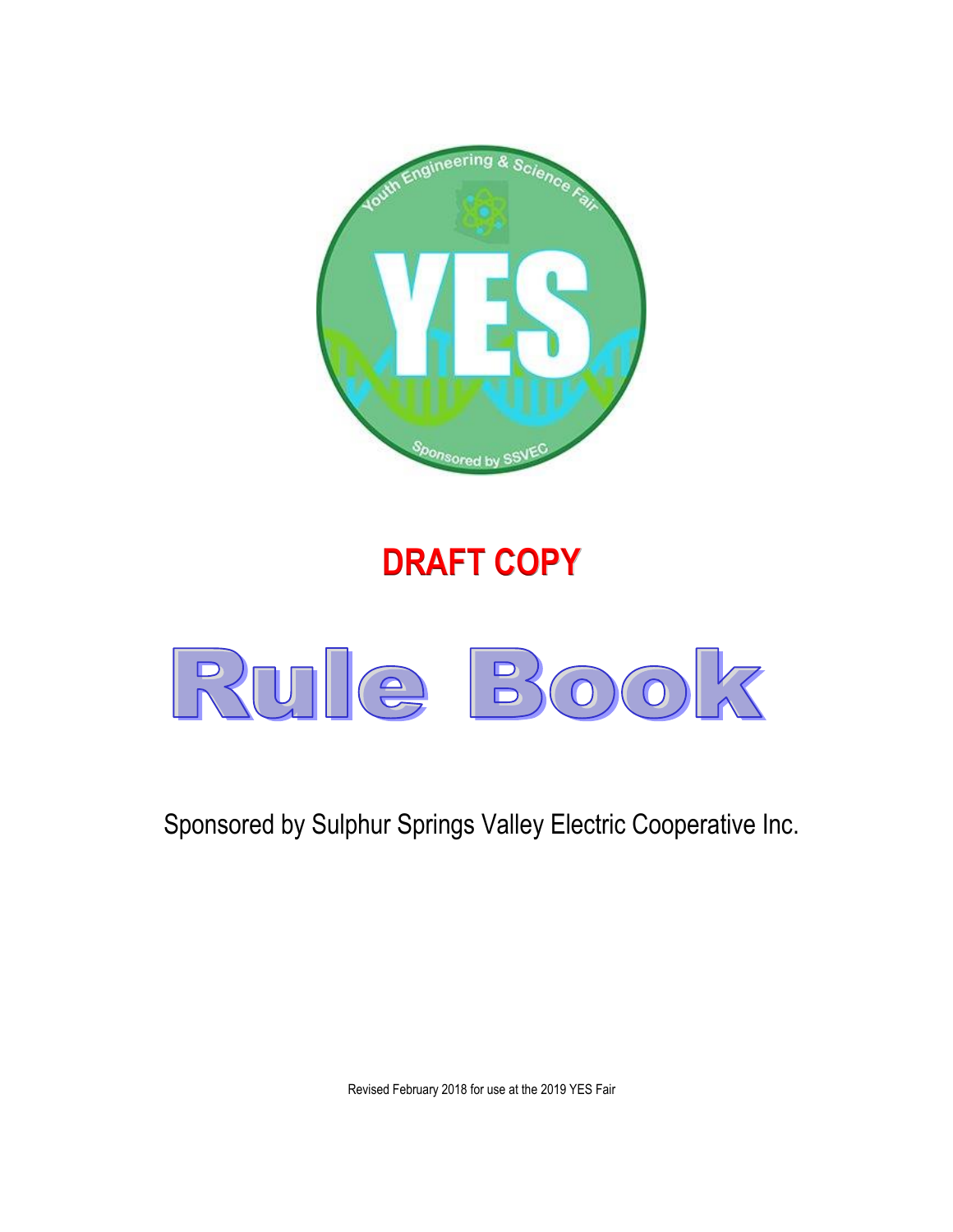Youth Engineering & Science Fair

YES

Sponsored by SSVEC

**DRAFT COPY**

# Rule Book

Sponsored by Sulphur Springs Valley Electric Cooperative Inc.

Revised February 2018 for use at the 2019 YES Fair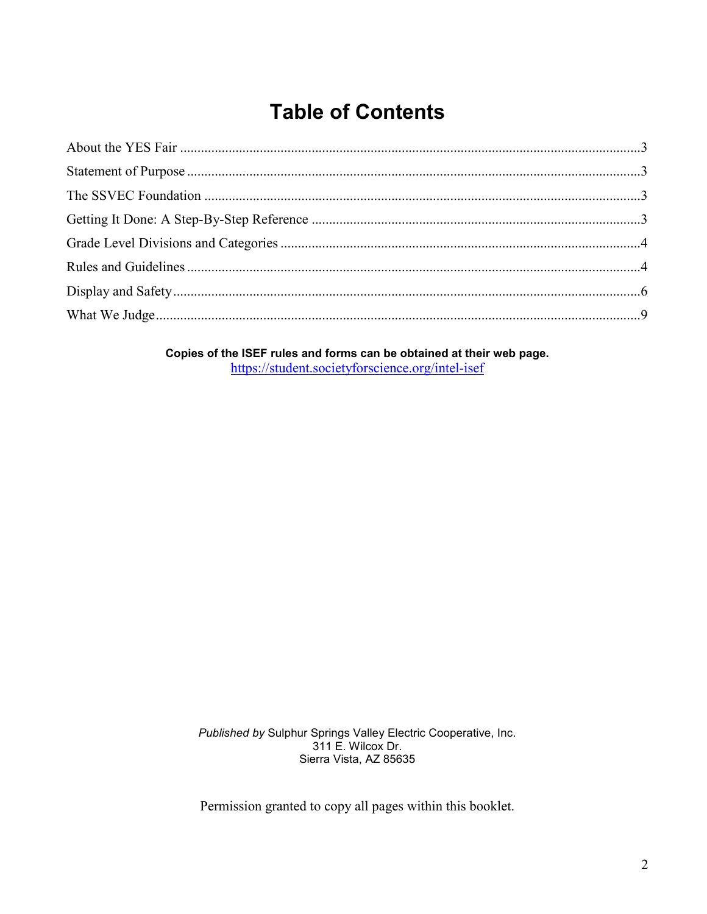# Table of Contents

| | |
|---|---|
| About the YES Fair | 3 |
| Statement of Purpose | 3 |
| The SSVEC Foundation | 3 |
| Getting It Done: A Step-By-Step Reference | 3 |
| Grade Level Divisions and Categories | 4 |
| Rules and Guidelines | 4 |
| Display and Safety | 6 |
| What We Judge | 9 |

**Copies of the ISEF rules and forms can be obtained at their web page.**
https://student.societyforscience.org/intel-isef

*Published by* Sulphur Springs Valley Electric Cooperative, Inc.
311 E. Wilcox Dr.
Sierra Vista, AZ 85635

Permission granted to copy all pages within this booklet.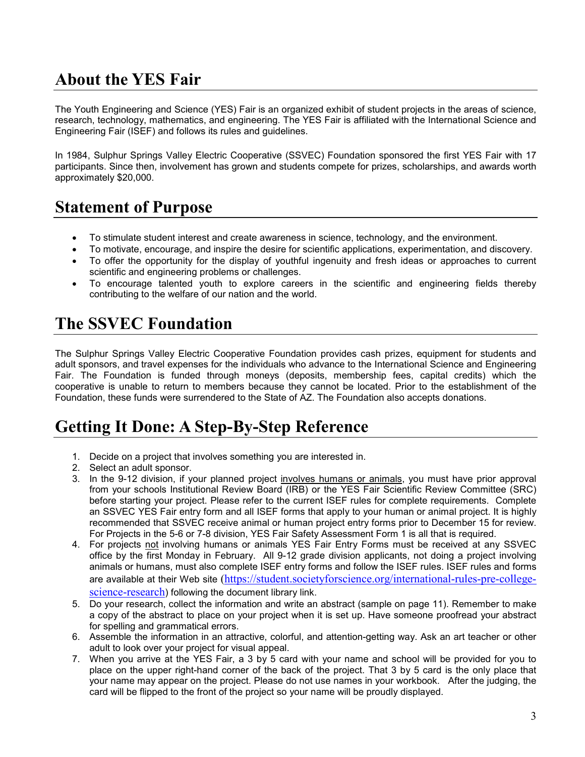# About the YES Fair

The Youth Engineering and Science (YES) Fair is an organized exhibit of student projects in the areas of science, research, technology, mathematics, and engineering. The YES Fair is affiliated with the International Science and Engineering Fair (ISEF) and follows its rules and guidelines.

In 1984, Sulphur Springs Valley Electric Cooperative (SSVEC) Foundation sponsored the first YES Fair with 17 participants. Since then, involvement has grown and students compete for prizes, scholarships, and awards worth approximately $20,000.

# Statement of Purpose

- To stimulate student interest and create awareness in science, technology, and the environment.
- To motivate, encourage, and inspire the desire for scientific applications, experimentation, and discovery.
- To offer the opportunity for the display of youthful ingenuity and fresh ideas or approaches to current scientific and engineering problems or challenges.
- To encourage talented youth to explore careers in the scientific and engineering fields thereby contributing to the welfare of our nation and the world.

# The SSVEC Foundation

The Sulphur Springs Valley Electric Cooperative Foundation provides cash prizes, equipment for students and adult sponsors, and travel expenses for the individuals who advance to the International Science and Engineering Fair. The Foundation is funded through moneys (deposits, membership fees, capital credits) which the cooperative is unable to return to members because they cannot be located. Prior to the establishment of the Foundation, these funds were surrendered to the State of AZ. The Foundation also accepts donations.

# Getting It Done: A Step-By-Step Reference

1. Decide on a project that involves something you are interested in.
2. Select an adult sponsor.
3. In the 9-12 division, if your planned project involves humans or animals, you must have prior approval from your schools Institutional Review Board (IRB) or the YES Fair Scientific Review Committee (SRC) before starting your project. Please refer to the current ISEF rules for complete requirements. Complete an SSVEC YES Fair entry form and all ISEF forms that apply to your human or animal project. It is highly recommended that SSVEC receive animal or human project entry forms prior to December 15 for review. For Projects in the 5-6 or 7-8 division, YES Fair Safety Assessment Form 1 is all that is required.
4. For projects not involving humans or animals YES Fair Entry Forms must be received at any SSVEC office by the first Monday in February. All 9-12 grade division applicants, not doing a project involving animals or humans, must also complete ISEF entry forms and follow the ISEF rules. ISEF rules and forms are available at their Web site (https://student.societyforscience.org/international-rules-pre-college-science-research) following the document library link.
5. Do your research, collect the information and write an abstract (sample on page 11). Remember to make a copy of the abstract to place on your project when it is set up. Have someone proofread your abstract for spelling and grammatical errors.
6. Assemble the information in an attractive, colorful, and attention-getting way. Ask an art teacher or other adult to look over your project for visual appeal.
7. When you arrive at the YES Fair, a 3 by 5 card with your name and school will be provided for you to place on the upper right-hand corner of the back of the project. That 3 by 5 card is the only place that your name may appear on the project. Please do not use names in your workbook. After the judging, the card will be flipped to the front of the project so your name will be proudly displayed.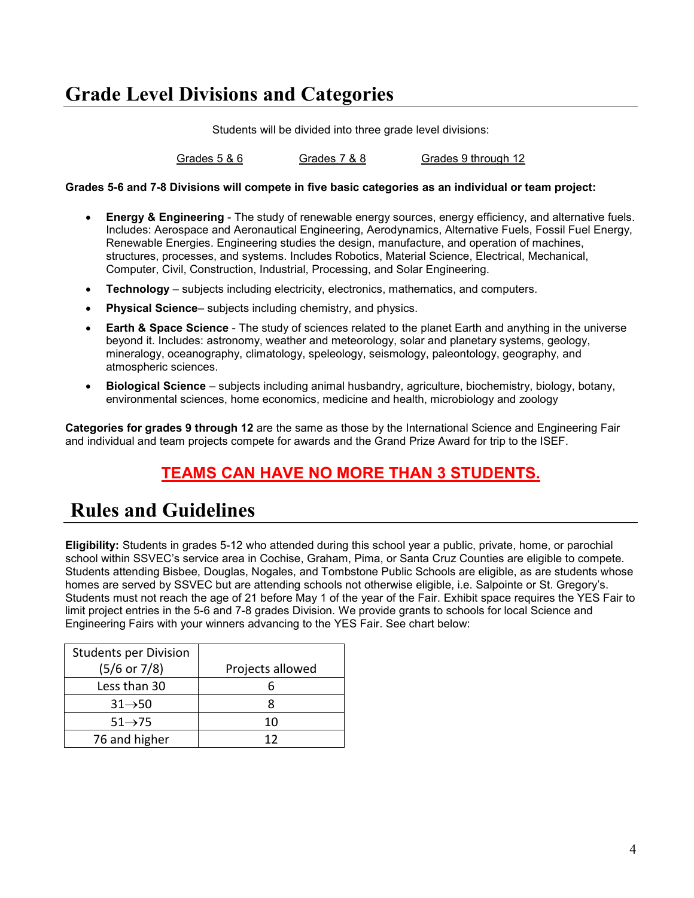# Grade Level Divisions and Categories

Students will be divided into three grade level divisions:

Grades 5 & 6　　　Grades 7 & 8　　　Grades 9 through 12

**Grades 5-6 and 7-8 Divisions will compete in five basic categories as an individual or team project:**

- **Energy & Engineering** - The study of renewable energy sources, energy efficiency, and alternative fuels. Includes: Aerospace and Aeronautical Engineering, Aerodynamics, Alternative Fuels, Fossil Fuel Energy, Renewable Energies. Engineering studies the design, manufacture, and operation of machines, structures, processes, and systems. Includes Robotics, Material Science, Electrical, Mechanical, Computer, Civil, Construction, Industrial, Processing, and Solar Engineering.
- **Technology** – subjects including electricity, electronics, mathematics, and computers.
- **Physical Science**– subjects including chemistry, and physics.
- **Earth & Space Science** - The study of sciences related to the planet Earth and anything in the universe beyond it. Includes: astronomy, weather and meteorology, solar and planetary systems, geology, mineralogy, oceanography, climatology, speleology, seismology, paleontology, geography, and atmospheric sciences.
- **Biological Science** – subjects including animal husbandry, agriculture, biochemistry, biology, botany, environmental sciences, home economics, medicine and health, microbiology and zoology

**Categories for grades 9 through 12** are the same as those by the International Science and Engineering Fair and individual and team projects compete for awards and the Grand Prize Award for trip to the ISEF.

**TEAMS CAN HAVE NO MORE THAN 3 STUDENTS.**

# Rules and Guidelines

**Eligibility:** Students in grades 5-12 who attended during this school year a public, private, home, or parochial school within SSVEC's service area in Cochise, Graham, Pima, or Santa Cruz Counties are eligible to compete. Students attending Bisbee, Douglas, Nogales, and Tombstone Public Schools are eligible, as are students whose homes are served by SSVEC but are attending schools not otherwise eligible, i.e. Salpointe or St. Gregory's. Students must not reach the age of 21 before May 1 of the year of the Fair. Exhibit space requires the YES Fair to limit project entries in the 5-6 and 7-8 grades Division. We provide grants to schools for local Science and Engineering Fairs with your winners advancing to the YES Fair. See chart below:

| Students per Division (5/6 or 7/8) | Projects allowed |
|---|---|
| Less than 30 | 6 |
| 31→50 | 8 |
| 51→75 | 10 |
| 76 and higher | 12 |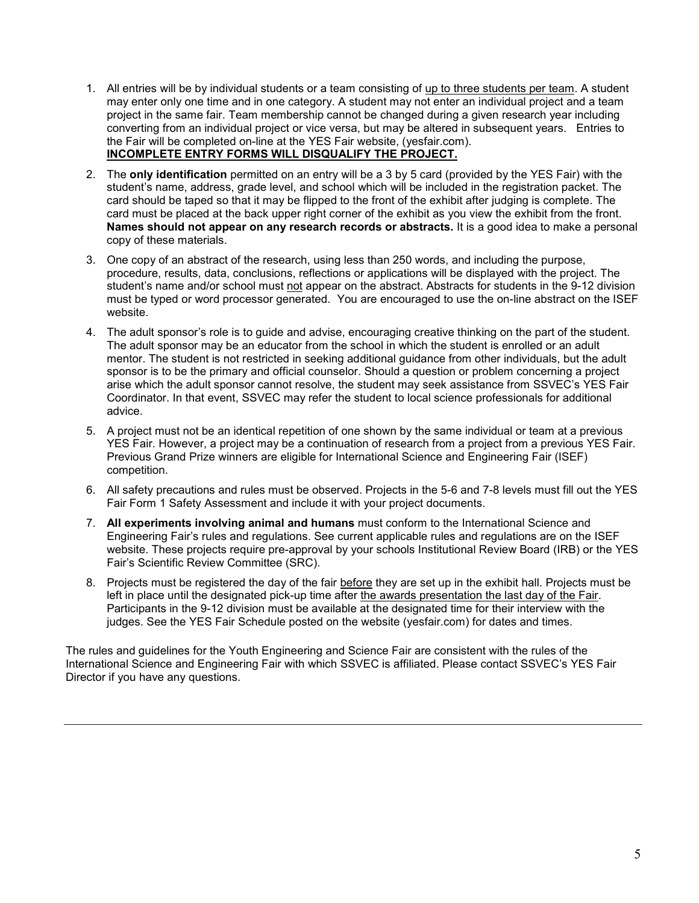1. All entries will be by individual students or a team consisting of <u>up to three students per team</u>. A student may enter only one time and in one category. A student may not enter an individual project and a team project in the same fair. Team membership cannot be changed during a given research year including converting from an individual project or vice versa, but may be altered in subsequent years. Entries to the Fair will be completed on-line at the YES Fair website, (yesfair.com).
   **<u>INCOMPLETE ENTRY FORMS WILL DISQUALIFY THE PROJECT.</u>**

2. The **only identification** permitted on an entry will be a 3 by 5 card (provided by the YES Fair) with the student's name, address, grade level, and school which will be included in the registration packet. The card should be taped so that it may be flipped to the front of the exhibit after judging is complete. The card must be placed at the back upper right corner of the exhibit as you view the exhibit from the front. **Names should not appear on any research records or abstracts.** It is a good idea to make a personal copy of these materials.

3. One copy of an abstract of the research, using less than 250 words, and including the purpose, procedure, results, data, conclusions, reflections or applications will be displayed with the project. The student's name and/or school must <u>not</u> appear on the abstract. Abstracts for students in the 9-12 division must be typed or word processor generated. You are encouraged to use the on-line abstract on the ISEF website.

4. The adult sponsor's role is to guide and advise, encouraging creative thinking on the part of the student. The adult sponsor may be an educator from the school in which the student is enrolled or an adult mentor. The student is not restricted in seeking additional guidance from other individuals, but the adult sponsor is to be the primary and official counselor. Should a question or problem concerning a project arise which the adult sponsor cannot resolve, the student may seek assistance from SSVEC's YES Fair Coordinator. In that event, SSVEC may refer the student to local science professionals for additional advice.

5. A project must not be an identical repetition of one shown by the same individual or team at a previous YES Fair. However, a project may be a continuation of research from a project from a previous YES Fair. Previous Grand Prize winners are eligible for International Science and Engineering Fair (ISEF) competition.

6. All safety precautions and rules must be observed. Projects in the 5-6 and 7-8 levels must fill out the YES Fair Form 1 Safety Assessment and include it with your project documents.

7. **All experiments involving animal and humans** must conform to the International Science and Engineering Fair's rules and regulations. See current applicable rules and regulations are on the ISEF website. These projects require pre-approval by your schools Institutional Review Board (IRB) or the YES Fair's Scientific Review Committee (SRC).

8. Projects must be registered the day of the fair <u>before</u> they are set up in the exhibit hall. Projects must be left in place until the designated pick-up time after <u>the awards presentation the last day of the Fair</u>. Participants in the 9-12 division must be available at the designated time for their interview with the judges. See the YES Fair Schedule posted on the website (yesfair.com) for dates and times.

The rules and guidelines for the Youth Engineering and Science Fair are consistent with the rules of the International Science and Engineering Fair with which SSVEC is affiliated. Please contact SSVEC's YES Fair Director if you have any questions.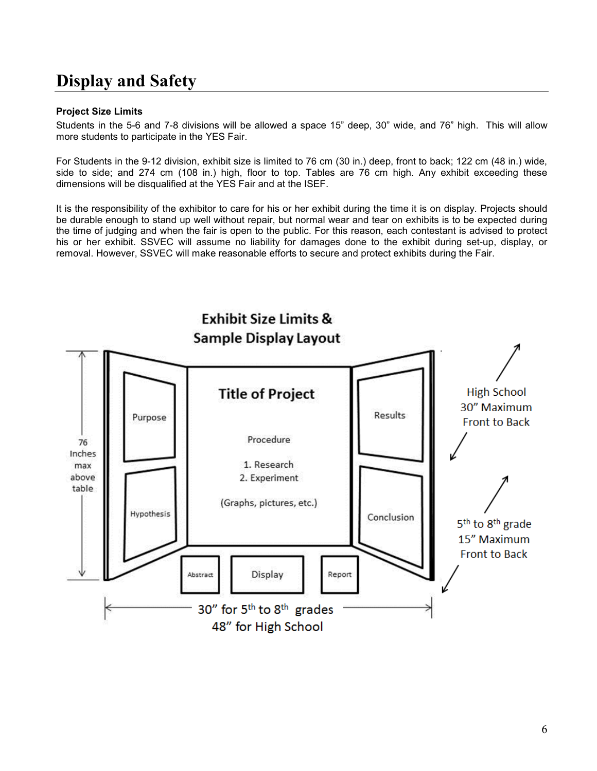## Display and Safety

**Project Size Limits**

Students in the 5-6 and 7-8 divisions will be allowed a space 15" deep, 30" wide, and 76" high. This will allow more students to participate in the YES Fair.

For Students in the 9-12 division, exhibit size is limited to 76 cm (30 in.) deep, front to back; 122 cm (48 in.) wide, side to side; and 274 cm (108 in.) high, floor to top. Tables are 76 cm high. Any exhibit exceeding these dimensions will be disqualified at the YES Fair and at the ISEF.

It is the responsibility of the exhibitor to care for his or her exhibit during the time it is on display. Projects should be durable enough to stand up well without repair, but normal wear and tear on exhibits is to be expected during the time of judging and when the fair is open to the public. For this reason, each contestant is advised to protect his or her exhibit. SSVEC will assume no liability for damages done to the exhibit during set-up, display, or removal. However, SSVEC will make reasonable efforts to secure and protect exhibits during the Fair.

**Exhibit Size Limits & Sample Display Layout**

Title of Project

Purpose | Hypothesis | Procedure: 1. Research 2. Experiment (Graphs, pictures, etc.) | Results | Conclusion

Abstract | Display | Report

76 Inches max above table

High School 30" Maximum Front to Back

5th to 8th grade 15" Maximum Front to Back

30" for 5th to 8th grades
48" for High School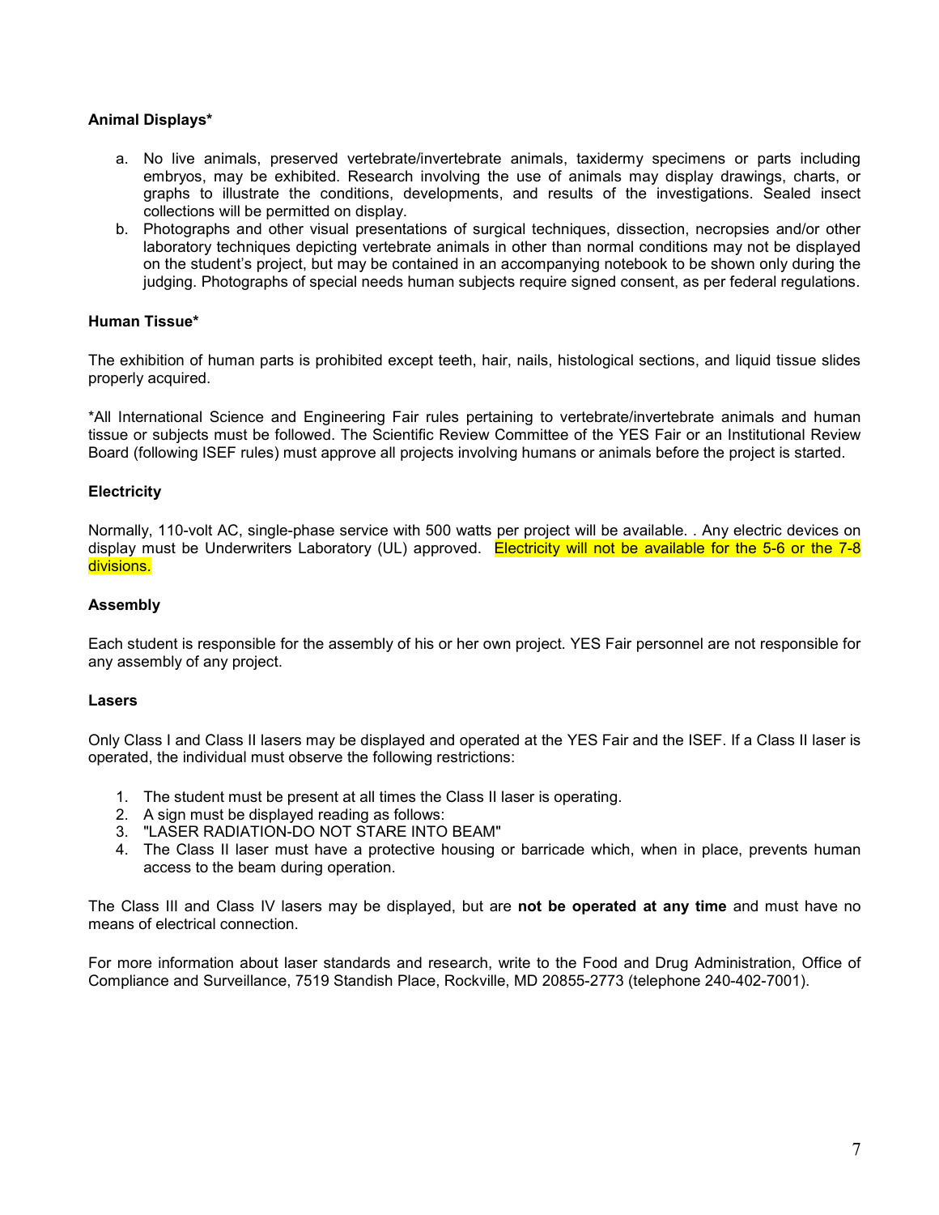**Animal Displays***

a. No live animals, preserved vertebrate/invertebrate animals, taxidermy specimens or parts including embryos, may be exhibited. Research involving the use of animals may display drawings, charts, or graphs to illustrate the conditions, developments, and results of the investigations. Sealed insect collections will be permitted on display.
b. Photographs and other visual presentations of surgical techniques, dissection, necropsies and/or other laboratory techniques depicting vertebrate animals in other than normal conditions may not be displayed on the student's project, but may be contained in an accompanying notebook to be shown only during the judging. Photographs of special needs human subjects require signed consent, as per federal regulations.

**Human Tissue***

The exhibition of human parts is prohibited except teeth, hair, nails, histological sections, and liquid tissue slides properly acquired.

*All International Science and Engineering Fair rules pertaining to vertebrate/invertebrate animals and human tissue or subjects must be followed. The Scientific Review Committee of the YES Fair or an Institutional Review Board (following ISEF rules) must approve all projects involving humans or animals before the project is started.

**Electricity**

Normally, 110-volt AC, single-phase service with 500 watts per project will be available. . Any electric devices on display must be Underwriters Laboratory (UL) approved. Electricity will not be available for the 5-6 or the 7-8 divisions.

**Assembly**

Each student is responsible for the assembly of his or her own project. YES Fair personnel are not responsible for any assembly of any project.

**Lasers**

Only Class I and Class II lasers may be displayed and operated at the YES Fair and the ISEF. If a Class II laser is operated, the individual must observe the following restrictions:

1. The student must be present at all times the Class II laser is operating.
2. A sign must be displayed reading as follows:
3. "LASER RADIATION-DO NOT STARE INTO BEAM"
4. The Class II laser must have a protective housing or barricade which, when in place, prevents human access to the beam during operation.

The Class III and Class IV lasers may be displayed, but are **not be operated at any time** and must have no means of electrical connection.

For more information about laser standards and research, write to the Food and Drug Administration, Office of Compliance and Surveillance, 7519 Standish Place, Rockville, MD 20855-2773 (telephone 240-402-7001).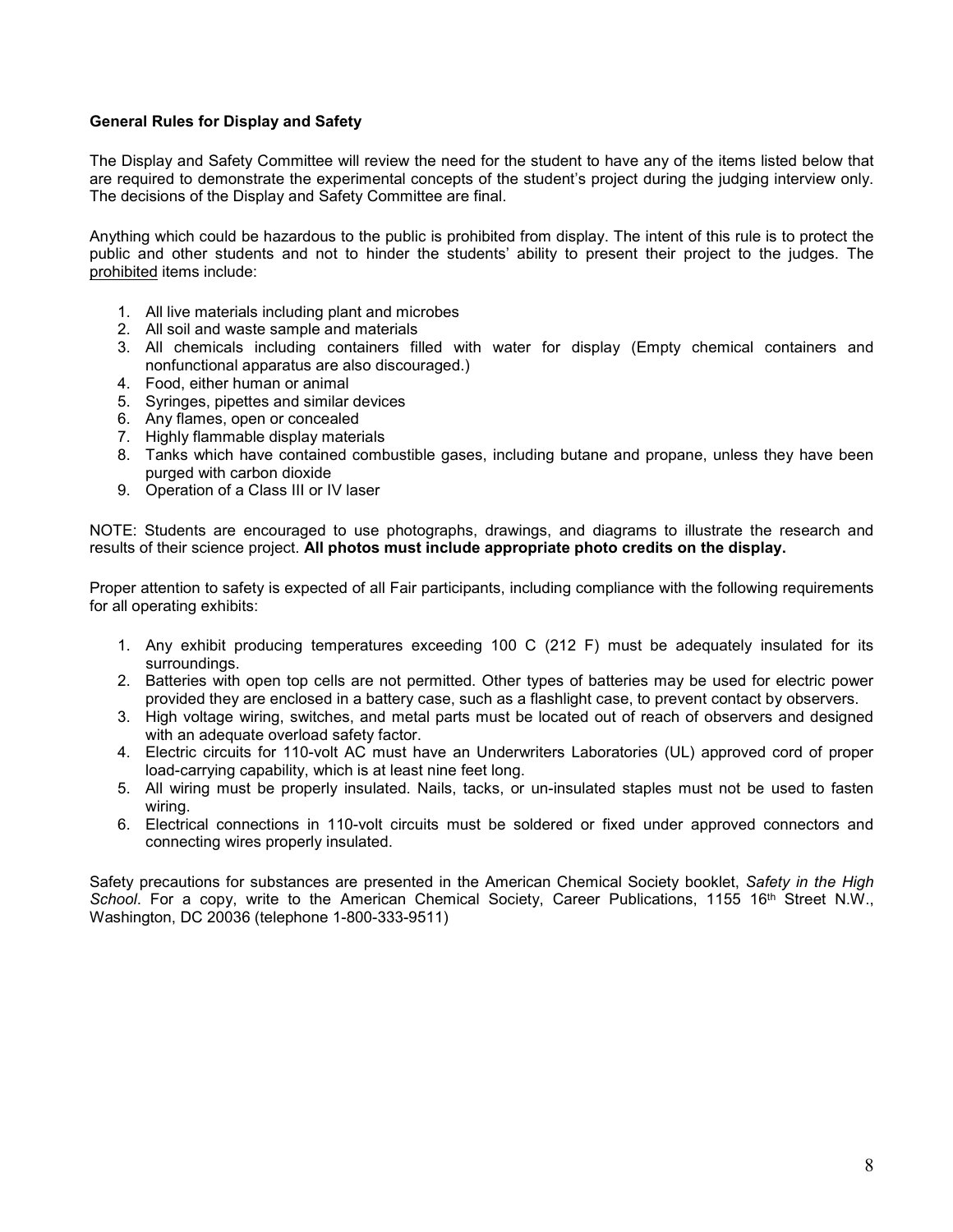**General Rules for Display and Safety**

The Display and Safety Committee will review the need for the student to have any of the items listed below that are required to demonstrate the experimental concepts of the student's project during the judging interview only. The decisions of the Display and Safety Committee are final.

Anything which could be hazardous to the public is prohibited from display. The intent of this rule is to protect the public and other students and not to hinder the students' ability to present their project to the judges. The prohibited items include:

1. All live materials including plant and microbes
2. All soil and waste sample and materials
3. All chemicals including containers filled with water for display (Empty chemical containers and nonfunctional apparatus are also discouraged.)
4. Food, either human or animal
5. Syringes, pipettes and similar devices
6. Any flames, open or concealed
7. Highly flammable display materials
8. Tanks which have contained combustible gases, including butane and propane, unless they have been purged with carbon dioxide
9. Operation of a Class III or IV laser

NOTE: Students are encouraged to use photographs, drawings, and diagrams to illustrate the research and results of their science project. **All photos must include appropriate photo credits on the display.**

Proper attention to safety is expected of all Fair participants, including compliance with the following requirements for all operating exhibits:

1. Any exhibit producing temperatures exceeding 100 C (212 F) must be adequately insulated for its surroundings.
2. Batteries with open top cells are not permitted. Other types of batteries may be used for electric power provided they are enclosed in a battery case, such as a flashlight case, to prevent contact by observers.
3. High voltage wiring, switches, and metal parts must be located out of reach of observers and designed with an adequate overload safety factor.
4. Electric circuits for 110-volt AC must have an Underwriters Laboratories (UL) approved cord of proper load-carrying capability, which is at least nine feet long.
5. All wiring must be properly insulated. Nails, tacks, or un-insulated staples must not be used to fasten wiring.
6. Electrical connections in 110-volt circuits must be soldered or fixed under approved connectors and connecting wires properly insulated.

Safety precautions for substances are presented in the American Chemical Society booklet, *Safety in the High School*. For a copy, write to the American Chemical Society, Career Publications, 1155 16th Street N.W., Washington, DC 20036 (telephone 1-800-333-9511)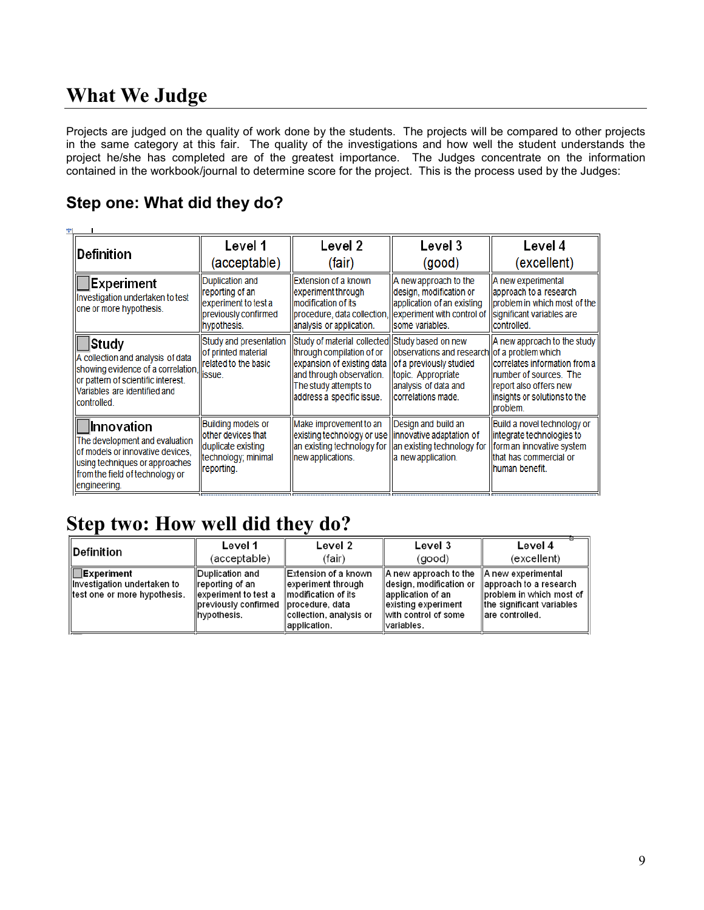# What We Judge

Projects are judged on the quality of work done by the students. The projects will be compared to other projects in the same category at this fair. The quality of the investigations and how well the student understands the project he/she has completed are of the greatest importance. The Judges concentrate on the information contained in the workbook/journal to determine score for the project. This is the process used by the Judges:

## Step one: What did they do?

| Definition | Level 1 (acceptable) | Level 2 (fair) | Level 3 (good) | Level 4 (excellent) |
|---|---|---|---|---|
| **Experiment** Investigation undertaken to test one or more hypothesis. | Duplication and reporting of an experiment to test a previously confirmed hypothesis. | Extension of a known experiment through modification of its procedure, data collection, analysis or application. | A new approach to the design, modification or application of an existing experiment with control of some variables. | A new experimental approach to a research problem in which most of the significant variables are controlled. |
| **Study** A collection and analysis of data showing evidence of a correlation, or pattern of scientific interest. Variables are identified and controlled. | Study and presentation of printed material related to the basic issue. | Study of material collected through compilation of or expansion of existing data and through observation. The study attempts to address a specific issue. | Study based on new observations and research of a previously studied topic. Appropriate analysis of data and correlations made. | A new approach to the study of a problem which correlates information from a number of sources. The report also offers new insights or solutions to the problem. |
| **Innovation** The development and evaluation of models or innovative devices, using techniques or approaches from the field of technology or engineering. | Building models or other devices that duplicate existing technology; minimal reporting. | Make improvement to an existing technology or use an existing technology for new applications. | Design and build an innovative adaptation of an existing technology for a new application. | Build a novel technology or integrate technologies to form an innovative system that has commercial or human benefit. |

# Step two: How well did they do?

| Definition | Level 1 (acceptable) | Level 2 (fair) | Level 3 (good) | Level 4 (excellent) |
|---|---|---|---|---|
| **Experiment** Investigation undertaken to test one or more hypothesis. | Duplication and reporting of an experiment to test a previously confirmed hypothesis. | Extension of a known experiment through modification of its procedure, data collection, analysis or application. | A new approach to the design, modification or application of an existing experiment with control of some variables. | A new experimental approach to a research problem in which most of the significant variables are controlled. |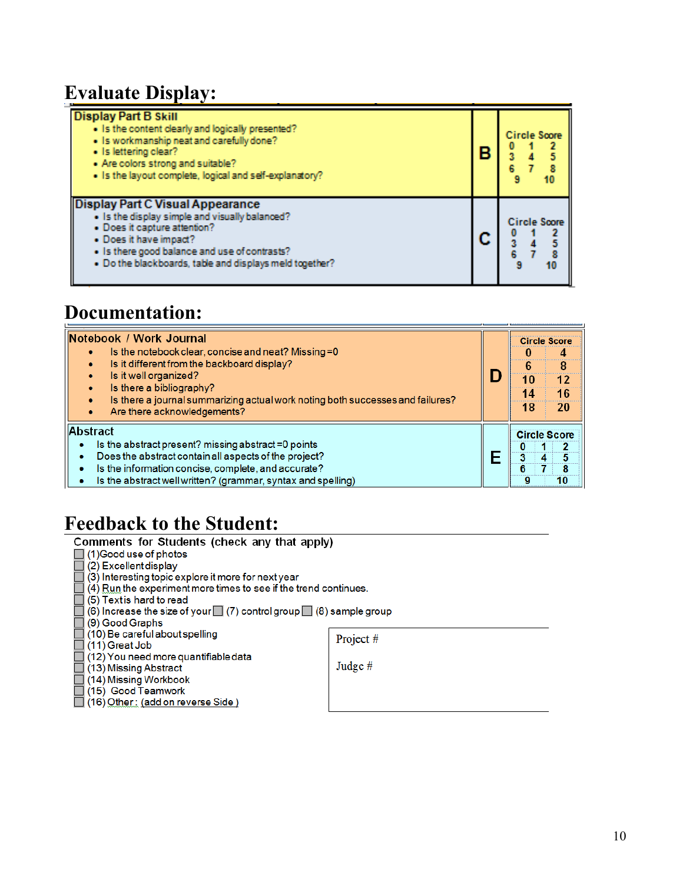## Evaluate Display:

| Criteria | Part | Score |
|---|---|---|
| **Display Part B Skill**<br>• Is the content clearly and logically presented?<br>• Is workmanship neat and carefully done?<br>• Is lettering clear?<br>• Are colors strong and suitable?<br>• Is the layout complete, logical and self-explanatory? | **B** | Circle Score<br>0 1 2<br>3 4 5<br>6 7 8<br>9 10 |
| **Display Part C Visual Appearance**<br>• Is the display simple and visually balanced?<br>• Does it capture attention?<br>• Does it have impact?<br>• Is there good balance and use of contrasts?<br>• Do the blackboards, table and displays meld together? | **C** | Circle Score<br>0 1 2<br>3 4 5<br>6 7 8<br>9 10 |

## Documentation:

| Criteria | Part | Score |
|---|---|---|
| **Notebook / Work Journal**<br>• Is the notebook clear, concise and neat? Missing =0<br>• Is it different from the backboard display?<br>• Is it well organized?<br>• Is there a bibliography?<br>• Is there a journal summarizing actual work noting both successes and failures?<br>• Are there acknowledgements? | **D** | Circle Score<br>0 4<br>6 8<br>10 12<br>14 16<br>18 20 |
| **Abstract**<br>• Is the abstract present? missing abstract =0 points<br>• Does the abstract contain all aspects of the project?<br>• Is the information concise, complete, and accurate?<br>• Is the abstract well written? (grammar, syntax and spelling) | **E** | Circle Score<br>0 1 2<br>3 4 5<br>6 7 8<br>9 10 |

## Feedback to the Student:

Comments for Students (check any that apply)

- ☐ (1)Good use of photos
- ☐ (2) Excellent display
- ☐ (3) Interesting topic explore it more for next year
- ☐ (4) Run the experiment more times to see if the trend continues.
- ☐ (5) Text is hard to read
- ☐ (6) Increase the size of your ☐ (7) control group ☐ (8) sample group
- ☐ (9) Good Graphs
- ☐ (10) Be careful about spelling
- ☐ (11) Great Job
- ☐ (12) You need more quantifiable data
- ☐ (13) Missing Abstract
- ☐ (14) Missing Workbook
- ☐ (15) Good Teamwork
- ☐ (16) Other: (add on reverse Side)

Project #

Judge #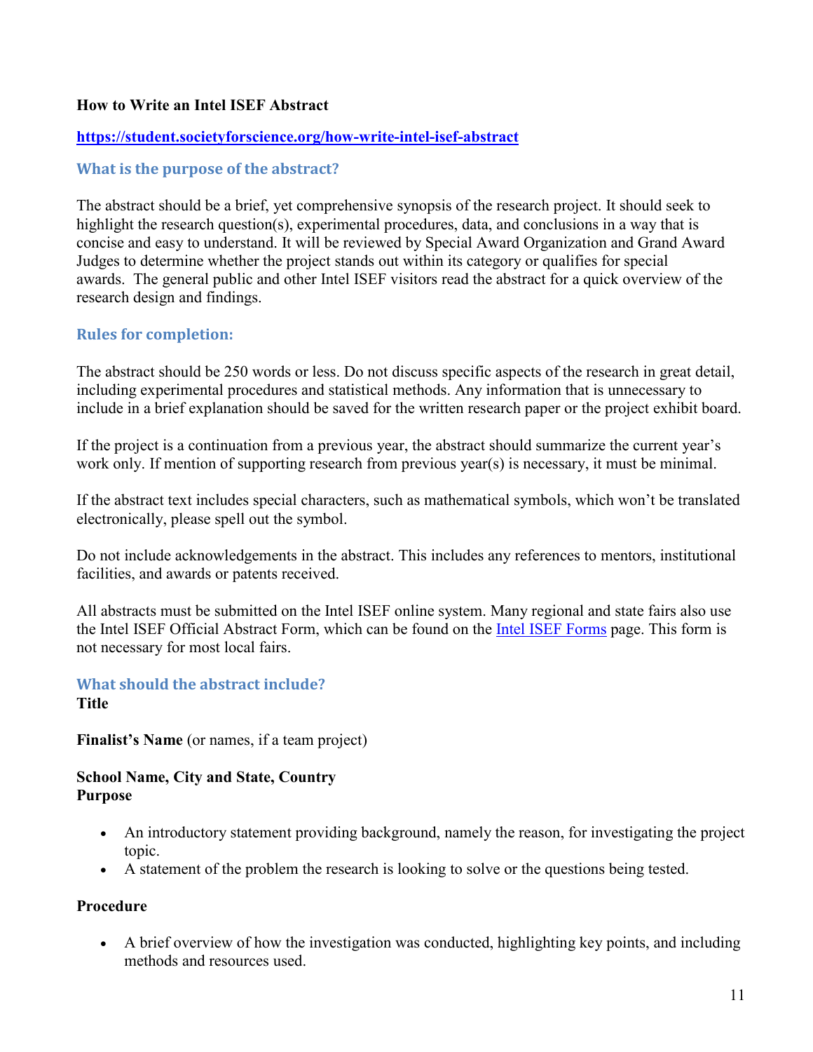**How to Write an Intel ISEF Abstract**

**https://student.societyforscience.org/how-write-intel-isef-abstract**

## What is the purpose of the abstract?

The abstract should be a brief, yet comprehensive synopsis of the research project. It should seek to highlight the research question(s), experimental procedures, data, and conclusions in a way that is concise and easy to understand. It will be reviewed by Special Award Organization and Grand Award Judges to determine whether the project stands out within its category or qualifies for special awards. The general public and other Intel ISEF visitors read the abstract for a quick overview of the research design and findings.

## Rules for completion:

The abstract should be 250 words or less. Do not discuss specific aspects of the research in great detail, including experimental procedures and statistical methods. Any information that is unnecessary to include in a brief explanation should be saved for the written research paper or the project exhibit board.

If the project is a continuation from a previous year, the abstract should summarize the current year's work only. If mention of supporting research from previous year(s) is necessary, it must be minimal.

If the abstract text includes special characters, such as mathematical symbols, which won't be translated electronically, please spell out the symbol.

Do not include acknowledgements in the abstract. This includes any references to mentors, institutional facilities, and awards or patents received.

All abstracts must be submitted on the Intel ISEF online system. Many regional and state fairs also use the Intel ISEF Official Abstract Form, which can be found on the Intel ISEF Forms page. This form is not necessary for most local fairs.

## What should the abstract include?

**Title**

**Finalist's Name** (or names, if a team project)

**School Name, City and State, Country**

**Purpose**

- An introductory statement providing background, namely the reason, for investigating the project topic.
- A statement of the problem the research is looking to solve or the questions being tested.

**Procedure**

- A brief overview of how the investigation was conducted, highlighting key points, and including methods and resources used.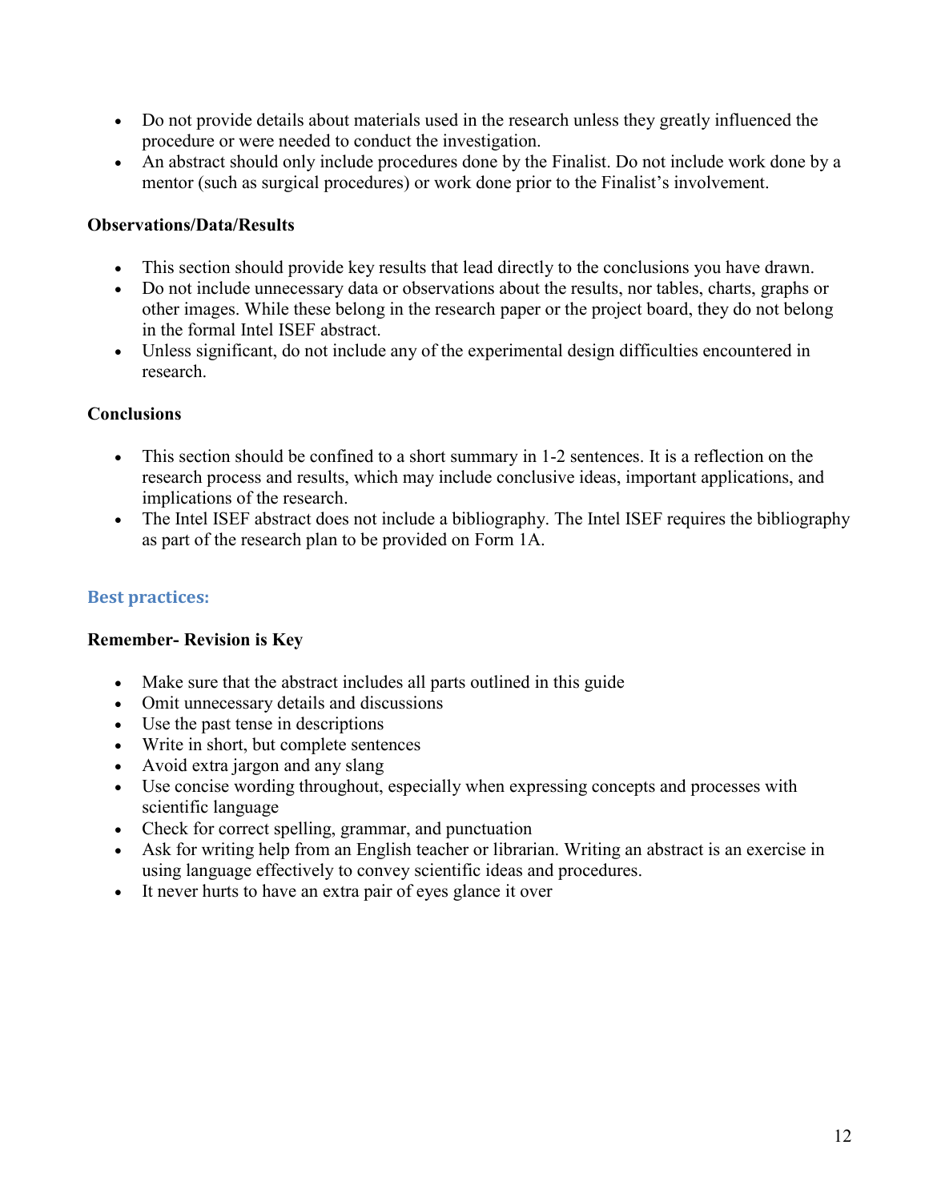- Do not provide details about materials used in the research unless they greatly influenced the procedure or were needed to conduct the investigation.
- An abstract should only include procedures done by the Finalist. Do not include work done by a mentor (such as surgical procedures) or work done prior to the Finalist's involvement.

**Observations/Data/Results**

- This section should provide key results that lead directly to the conclusions you have drawn.
- Do not include unnecessary data or observations about the results, nor tables, charts, graphs or other images. While these belong in the research paper or the project board, they do not belong in the formal Intel ISEF abstract.
- Unless significant, do not include any of the experimental design difficulties encountered in research.

**Conclusions**

- This section should be confined to a short summary in 1-2 sentences. It is a reflection on the research process and results, which may include conclusive ideas, important applications, and implications of the research.
- The Intel ISEF abstract does not include a bibliography. The Intel ISEF requires the bibliography as part of the research plan to be provided on Form 1A.

### Best practices:

**Remember- Revision is Key**

- Make sure that the abstract includes all parts outlined in this guide
- Omit unnecessary details and discussions
- Use the past tense in descriptions
- Write in short, but complete sentences
- Avoid extra jargon and any slang
- Use concise wording throughout, especially when expressing concepts and processes with scientific language
- Check for correct spelling, grammar, and punctuation
- Ask for writing help from an English teacher or librarian. Writing an abstract is an exercise in using language effectively to convey scientific ideas and procedures.
- It never hurts to have an extra pair of eyes glance it over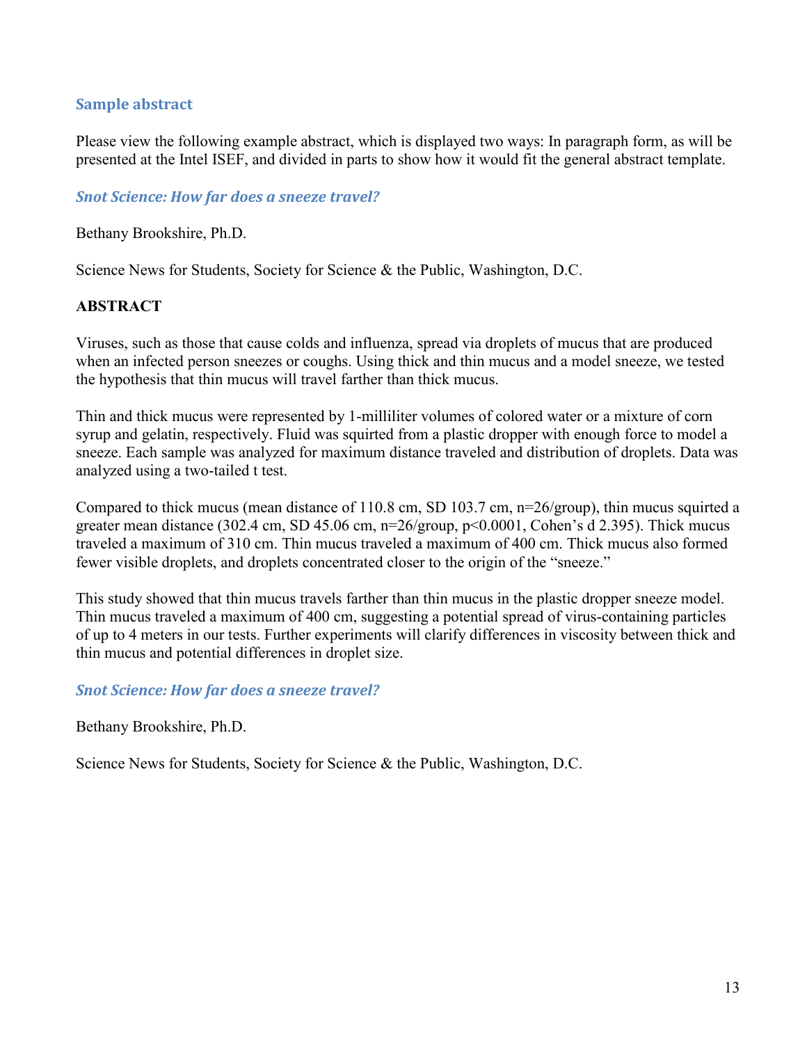### Sample abstract

Please view the following example abstract, which is displayed two ways: In paragraph form, as will be presented at the Intel ISEF, and divided in parts to show how it would fit the general abstract template.

#### *Snot Science: How far does a sneeze travel?*

Bethany Brookshire, Ph.D.

Science News for Students, Society for Science & the Public, Washington, D.C.

**ABSTRACT**

Viruses, such as those that cause colds and influenza, spread via droplets of mucus that are produced when an infected person sneezes or coughs. Using thick and thin mucus and a model sneeze, we tested the hypothesis that thin mucus will travel farther than thick mucus.

Thin and thick mucus were represented by 1-milliliter volumes of colored water or a mixture of corn syrup and gelatin, respectively. Fluid was squirted from a plastic dropper with enough force to model a sneeze. Each sample was analyzed for maximum distance traveled and distribution of droplets. Data was analyzed using a two-tailed t test.

Compared to thick mucus (mean distance of 110.8 cm, SD 103.7 cm, n=26/group), thin mucus squirted a greater mean distance (302.4 cm, SD 45.06 cm, n=26/group, $p<0.0001$, Cohen's d 2.395). Thick mucus traveled a maximum of 310 cm. Thin mucus traveled a maximum of 400 cm. Thick mucus also formed fewer visible droplets, and droplets concentrated closer to the origin of the "sneeze."

This study showed that thin mucus travels farther than thin mucus in the plastic dropper sneeze model. Thin mucus traveled a maximum of 400 cm, suggesting a potential spread of virus-containing particles of up to 4 meters in our tests. Further experiments will clarify differences in viscosity between thick and thin mucus and potential differences in droplet size.

#### *Snot Science: How far does a sneeze travel?*

Bethany Brookshire, Ph.D.

Science News for Students, Society for Science & the Public, Washington, D.C.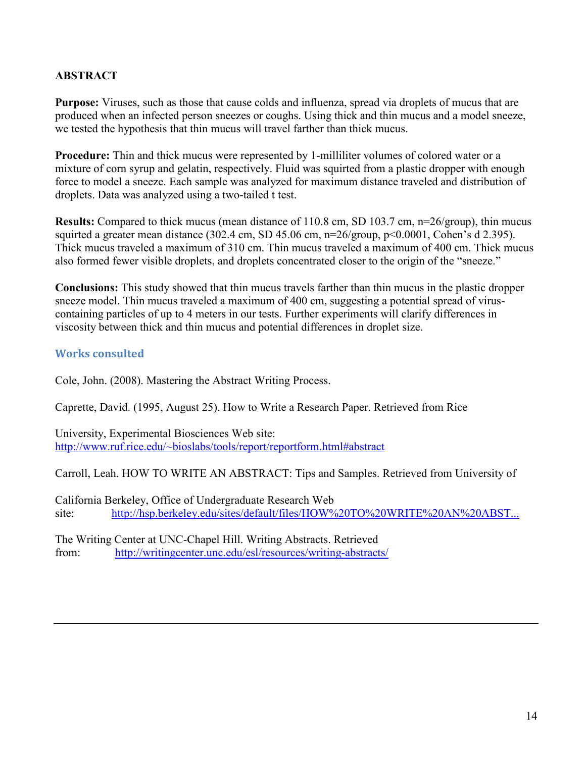**ABSTRACT**

**Purpose:** Viruses, such as those that cause colds and influenza, spread via droplets of mucus that are produced when an infected person sneezes or coughs. Using thick and thin mucus and a model sneeze, we tested the hypothesis that thin mucus will travel farther than thick mucus.

**Procedure:** Thin and thick mucus were represented by 1-milliliter volumes of colored water or a mixture of corn syrup and gelatin, respectively. Fluid was squirted from a plastic dropper with enough force to model a sneeze. Each sample was analyzed for maximum distance traveled and distribution of droplets. Data was analyzed using a two-tailed t test.

**Results:** Compared to thick mucus (mean distance of 110.8 cm, SD 103.7 cm, n=26/group), thin mucus squirted a greater mean distance (302.4 cm, SD 45.06 cm, n=26/group, $p<0.0001$, Cohen's d 2.395). Thick mucus traveled a maximum of 310 cm. Thin mucus traveled a maximum of 400 cm. Thick mucus also formed fewer visible droplets, and droplets concentrated closer to the origin of the "sneeze."

**Conclusions:** This study showed that thin mucus travels farther than thin mucus in the plastic dropper sneeze model. Thin mucus traveled a maximum of 400 cm, suggesting a potential spread of virus-containing particles of up to 4 meters in our tests. Further experiments will clarify differences in viscosity between thick and thin mucus and potential differences in droplet size.

## Works consulted

Cole, John. (2008). Mastering the Abstract Writing Process.

Caprette, David. (1995, August 25). How to Write a Research Paper. Retrieved from Rice University, Experimental Biosciences Web site: http://www.ruf.rice.edu/~bioslabs/tools/report/reportform.html#abstract

Carroll, Leah. HOW TO WRITE AN ABSTRACT: Tips and Samples. Retrieved from University of California Berkeley, Office of Undergraduate Research Web site: http://hsp.berkeley.edu/sites/default/files/HOW%20TO%20WRITE%20AN%20ABST...

The Writing Center at UNC-Chapel Hill. Writing Abstracts. Retrieved from: http://writingcenter.unc.edu/esl/resources/writing-abstracts/